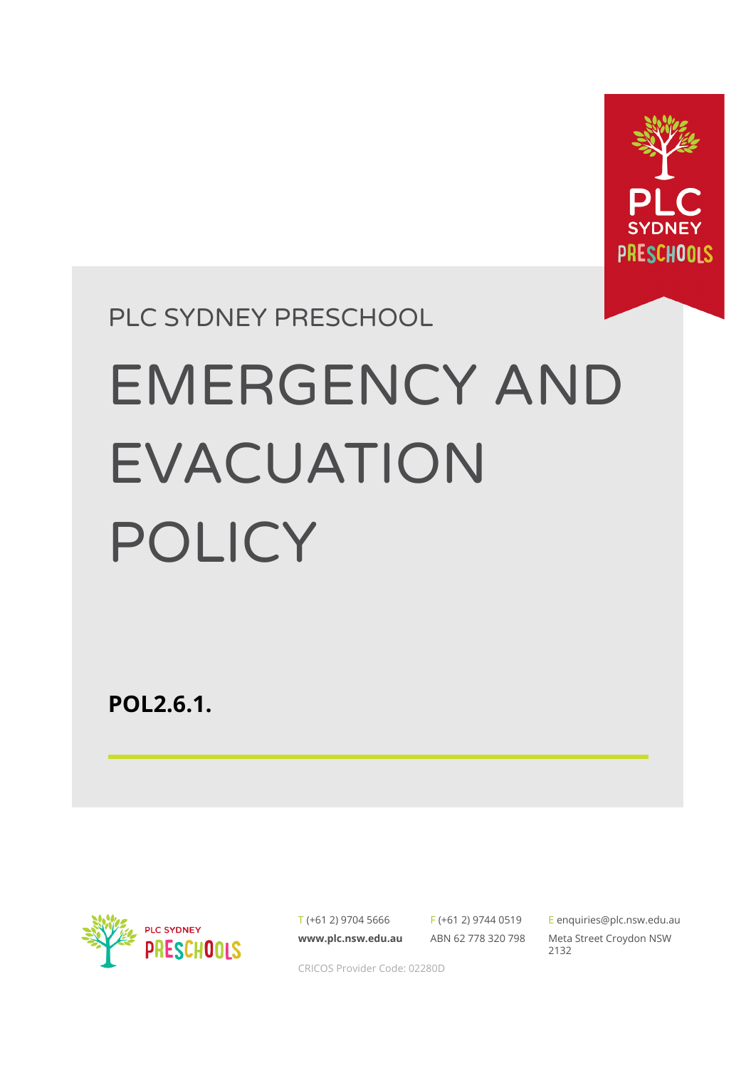PLC SYDNEY PRESCHOOL

# EMERGENCY AND EVACUATION POLICY

**POL2.6.1.**

T (+61 2) 9704 5666
**www.plc.nsw.edu.au**

F (+61 2) 9744 0519
ABN 62 778 320 798

E enquiries@plc.nsw.edu.au
Meta Street Croydon NSW 2132

CRICOS Provider Code: 02280D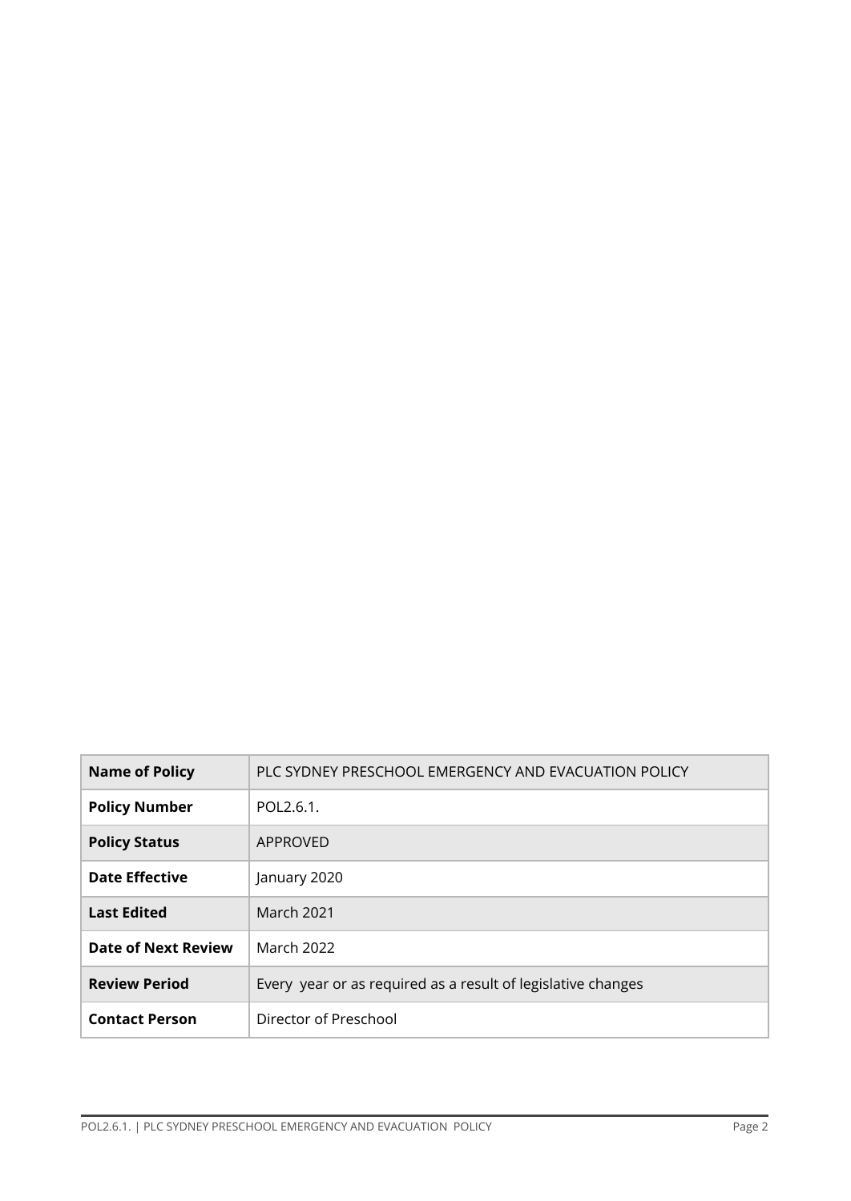| Name of Policy | PLC SYDNEY PRESCHOOL EMERGENCY AND EVACUATION POLICY |
| --- | --- |
| Policy Number | POL2.6.1. |
| Policy Status | APPROVED |
| Date Effective | January 2020 |
| Last Edited | March 2021 |
| Date of Next Review | March 2022 |
| Review Period | Every year or as required as a result of legislative changes |
| Contact Person | Director of Preschool |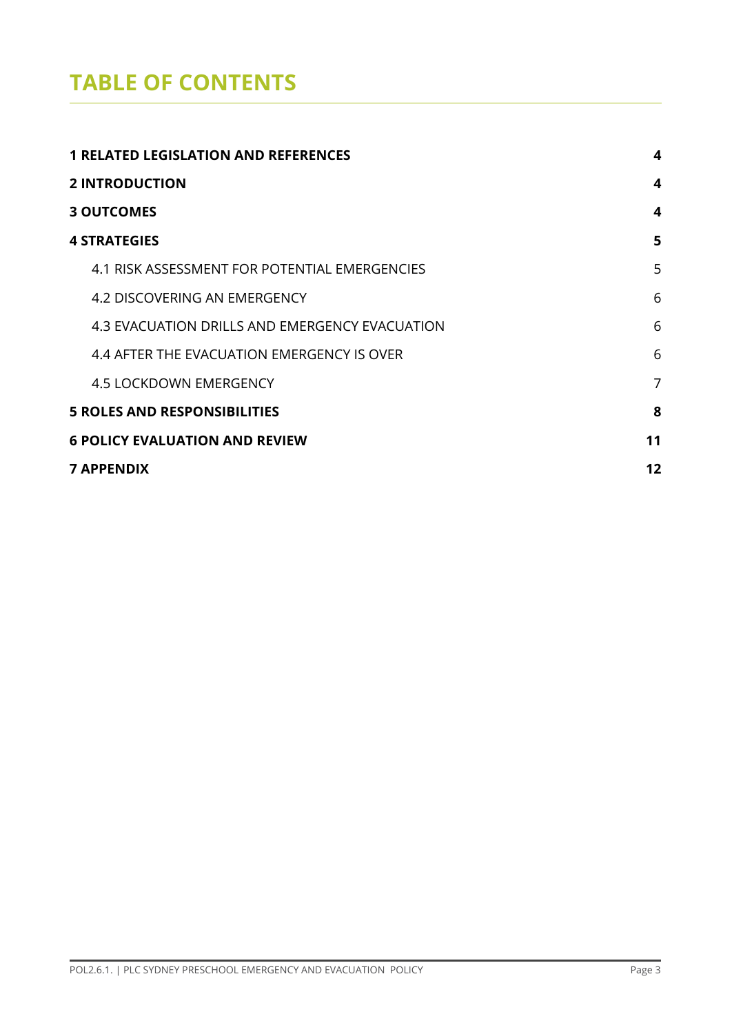# TABLE OF CONTENTS

| | |
|---|---|
| **1 RELATED LEGISLATION AND REFERENCES** | **4** |
| **2 INTRODUCTION** | **4** |
| **3 OUTCOMES** | **4** |
| **4 STRATEGIES** | **5** |
| 4.1 RISK ASSESSMENT FOR POTENTIAL EMERGENCIES | 5 |
| 4.2 DISCOVERING AN EMERGENCY | 6 |
| 4.3 EVACUATION DRILLS AND EMERGENCY EVACUATION | 6 |
| 4.4 AFTER THE EVACUATION EMERGENCY IS OVER | 6 |
| 4.5 LOCKDOWN EMERGENCY | 7 |
| **5 ROLES AND RESPONSIBILITIES** | **8** |
| **6 POLICY EVALUATION AND REVIEW** | **11** |
| **7 APPENDIX** | **12** |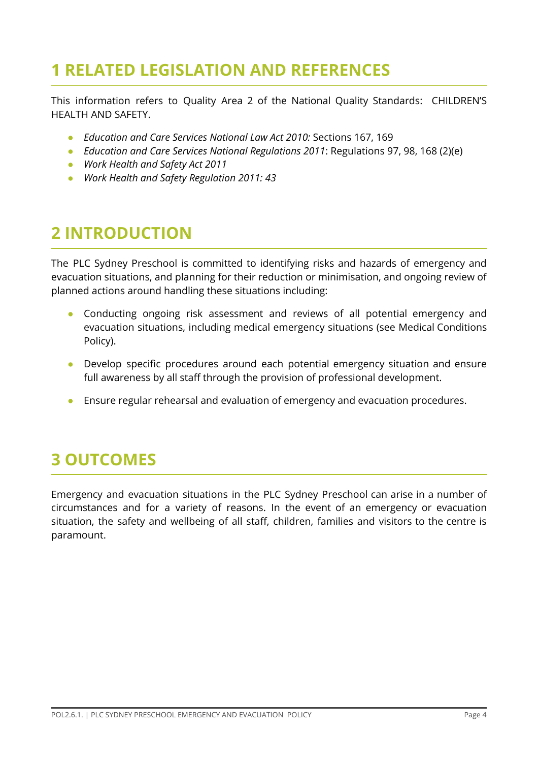# 1 RELATED LEGISLATION AND REFERENCES

This information refers to Quality Area 2 of the National Quality Standards: CHILDREN'S HEALTH AND SAFETY.

- *Education and Care Services National Law Act 2010:* Sections 167, 169
- *Education and Care Services National Regulations 2011*: Regulations 97, 98, 168 (2)(e)
- *Work Health and Safety Act 2011*
- *Work Health and Safety Regulation 2011: 43*

# 2 INTRODUCTION

The PLC Sydney Preschool is committed to identifying risks and hazards of emergency and evacuation situations, and planning for their reduction or minimisation, and ongoing review of planned actions around handling these situations including:

- Conducting ongoing risk assessment and reviews of all potential emergency and evacuation situations, including medical emergency situations (see Medical Conditions Policy).
- Develop specific procedures around each potential emergency situation and ensure full awareness by all staff through the provision of professional development.
- Ensure regular rehearsal and evaluation of emergency and evacuation procedures.

# 3 OUTCOMES

Emergency and evacuation situations in the PLC Sydney Preschool can arise in a number of circumstances and for a variety of reasons. In the event of an emergency or evacuation situation, the safety and wellbeing of all staff, children, families and visitors to the centre is paramount.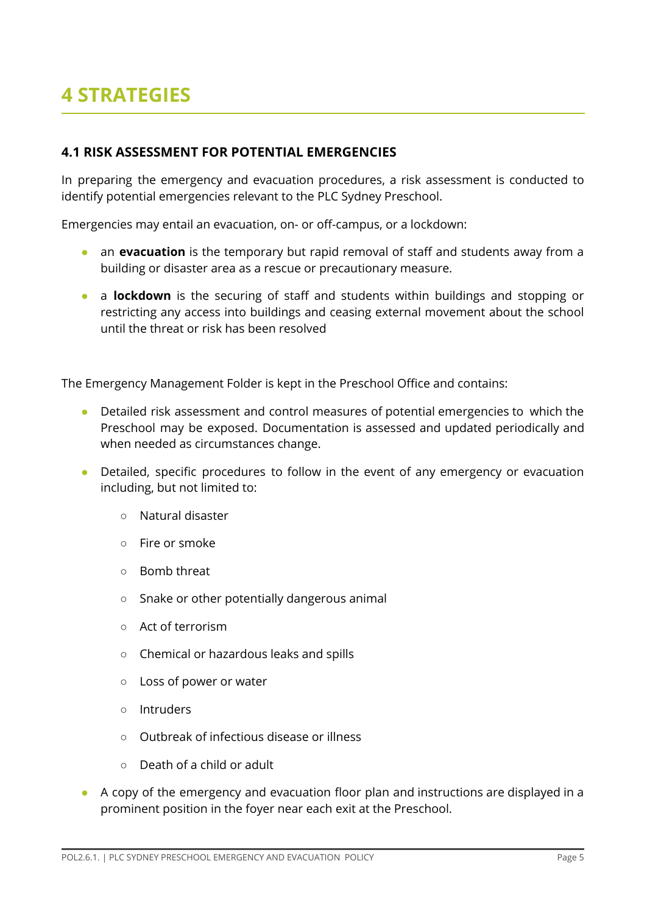# 4 STRATEGIES

### 4.1 RISK ASSESSMENT FOR POTENTIAL EMERGENCIES

In preparing the emergency and evacuation procedures, a risk assessment is conducted to identify potential emergencies relevant to the PLC Sydney Preschool.

Emergencies may entail an evacuation, on- or off-campus, or a lockdown:

- an **evacuation** is the temporary but rapid removal of staff and students away from a building or disaster area as a rescue or precautionary measure.
- a **lockdown** is the securing of staff and students within buildings and stopping or restricting any access into buildings and ceasing external movement about the school until the threat or risk has been resolved

The Emergency Management Folder is kept in the Preschool Office and contains:

- Detailed risk assessment and control measures of potential emergencies to which the Preschool may be exposed. Documentation is assessed and updated periodically and when needed as circumstances change.
- Detailed, specific procedures to follow in the event of any emergency or evacuation including, but not limited to:
  - Natural disaster
  - Fire or smoke
  - Bomb threat
  - Snake or other potentially dangerous animal
  - Act of terrorism
  - Chemical or hazardous leaks and spills
  - Loss of power or water
  - Intruders
  - Outbreak of infectious disease or illness
  - Death of a child or adult
- A copy of the emergency and evacuation floor plan and instructions are displayed in a prominent position in the foyer near each exit at the Preschool.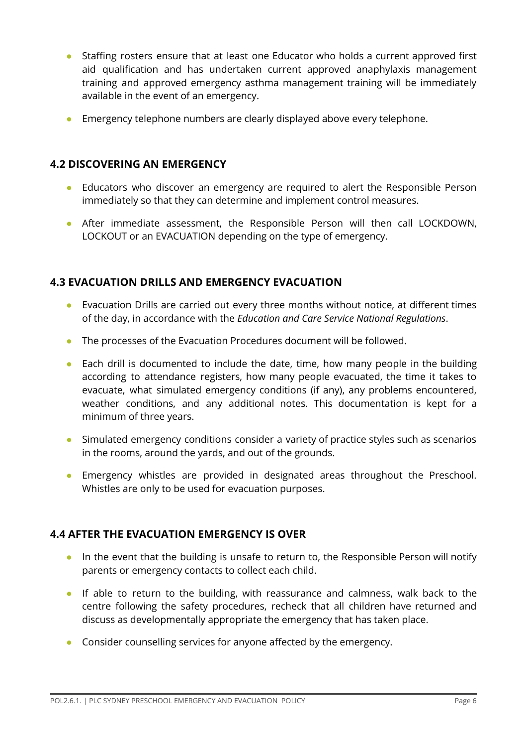- Staffing rosters ensure that at least one Educator who holds a current approved first aid qualification and has undertaken current approved anaphylaxis management training and approved emergency asthma management training will be immediately available in the event of an emergency.
- Emergency telephone numbers are clearly displayed above every telephone.

### 4.2 DISCOVERING AN EMERGENCY

- Educators who discover an emergency are required to alert the Responsible Person immediately so that they can determine and implement control measures.
- After immediate assessment, the Responsible Person will then call LOCKDOWN, LOCKOUT or an EVACUATION depending on the type of emergency.

### 4.3 EVACUATION DRILLS AND EMERGENCY EVACUATION

- Evacuation Drills are carried out every three months without notice, at different times of the day, in accordance with the *Education and Care Service National Regulations*.
- The processes of the Evacuation Procedures document will be followed.
- Each drill is documented to include the date, time, how many people in the building according to attendance registers, how many people evacuated, the time it takes to evacuate, what simulated emergency conditions (if any), any problems encountered, weather conditions, and any additional notes. This documentation is kept for a minimum of three years.
- Simulated emergency conditions consider a variety of practice styles such as scenarios in the rooms, around the yards, and out of the grounds.
- Emergency whistles are provided in designated areas throughout the Preschool. Whistles are only to be used for evacuation purposes.

### 4.4 AFTER THE EVACUATION EMERGENCY IS OVER

- In the event that the building is unsafe to return to, the Responsible Person will notify parents or emergency contacts to collect each child.
- If able to return to the building, with reassurance and calmness, walk back to the centre following the safety procedures, recheck that all children have returned and discuss as developmentally appropriate the emergency that has taken place.
- Consider counselling services for anyone affected by the emergency.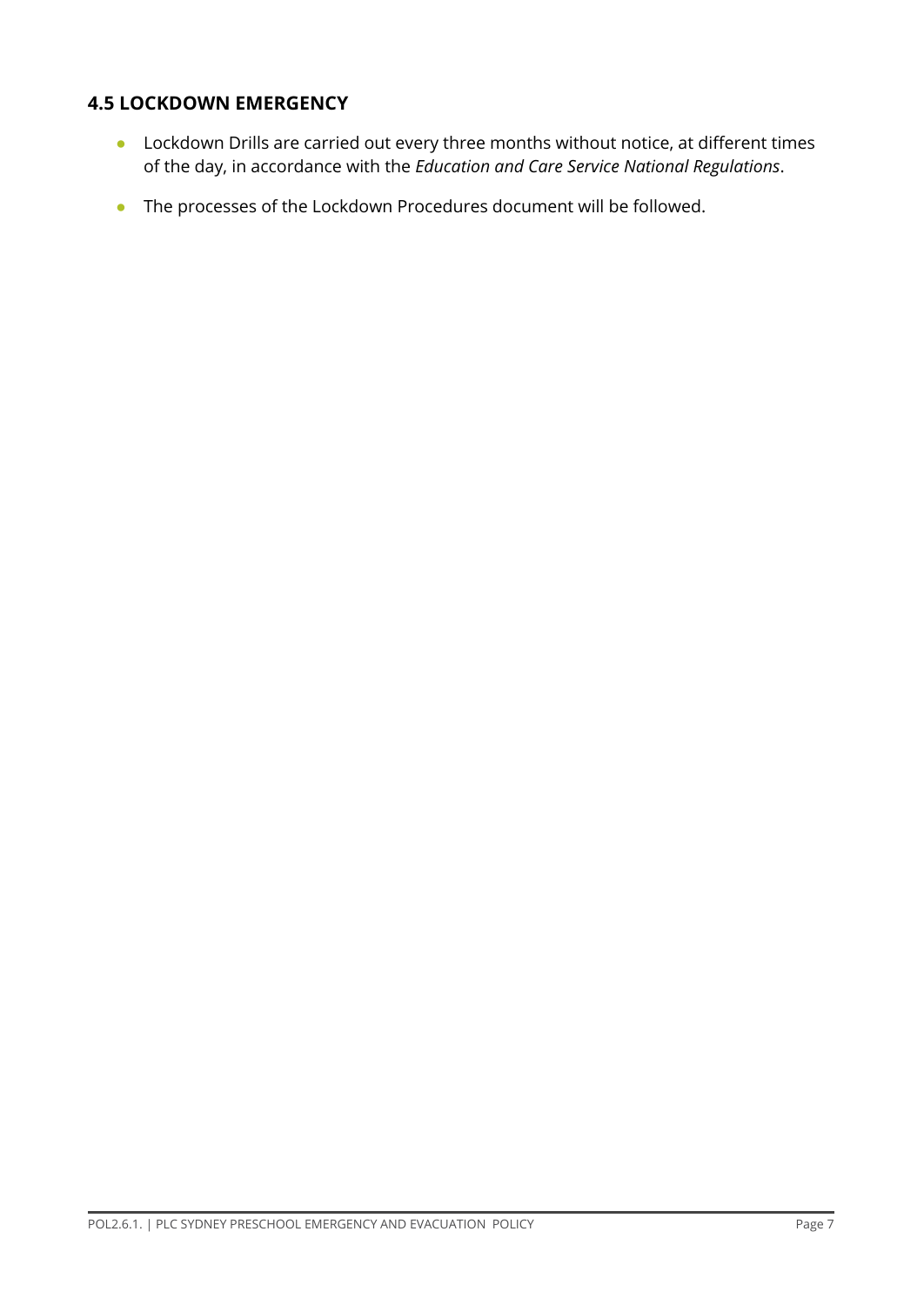### 4.5 LOCKDOWN EMERGENCY

- Lockdown Drills are carried out every three months without notice, at different times of the day, in accordance with the *Education and Care Service National Regulations*.
- The processes of the Lockdown Procedures document will be followed.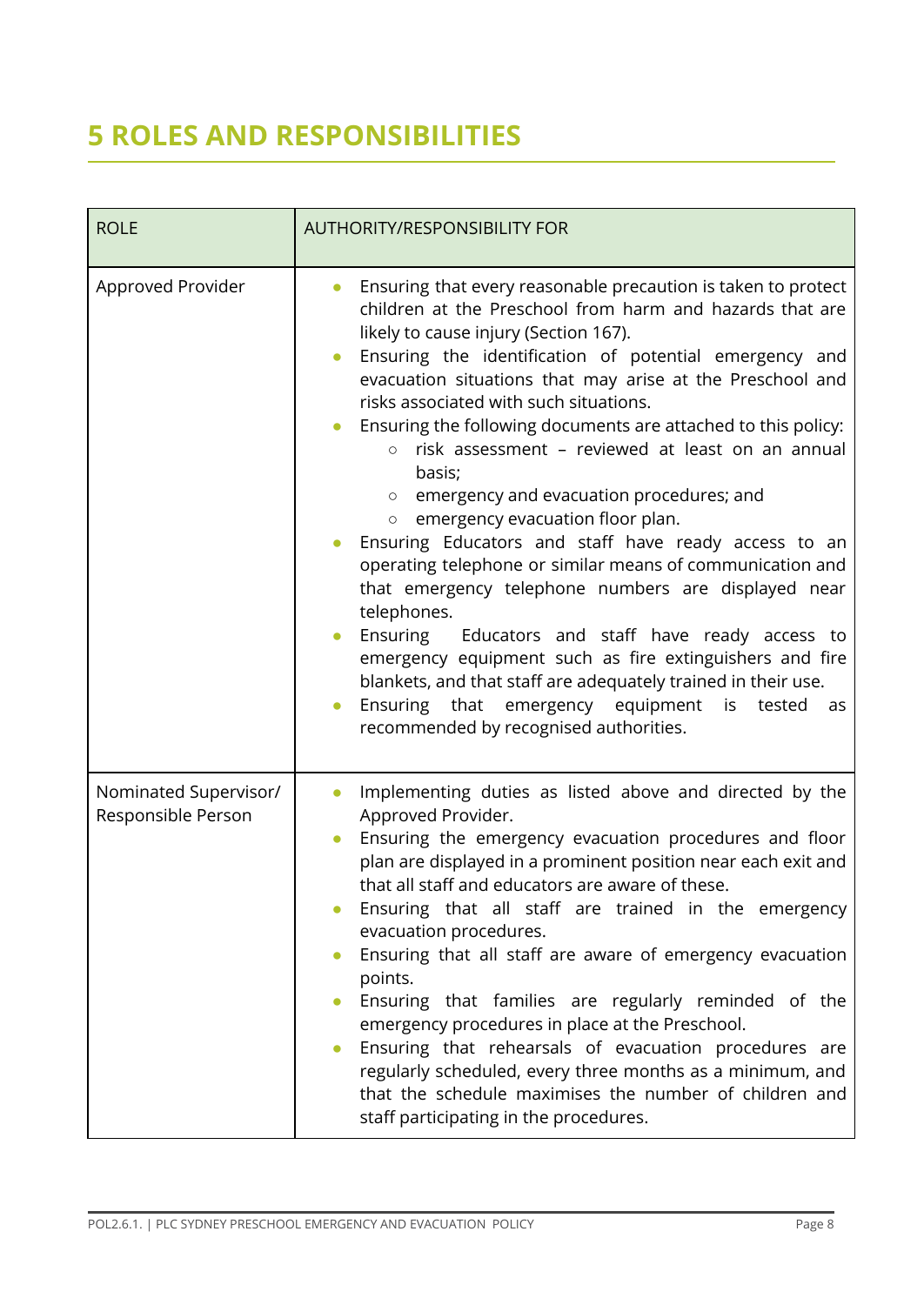# 5 ROLES AND RESPONSIBILITIES

| ROLE | AUTHORITY/RESPONSIBILITY FOR |
|---|---|
| Approved Provider | • Ensuring that every reasonable precaution is taken to protect children at the Preschool from harm and hazards that are likely to cause injury (Section 167).<br>• Ensuring the identification of potential emergency and evacuation situations that may arise at the Preschool and risks associated with such situations.<br>• Ensuring the following documents are attached to this policy:<br>&nbsp;&nbsp;&nbsp;&nbsp;○ risk assessment – reviewed at least on an annual basis;<br>&nbsp;&nbsp;&nbsp;&nbsp;○ emergency and evacuation procedures; and<br>&nbsp;&nbsp;&nbsp;&nbsp;○ emergency evacuation floor plan.<br>• Ensuring Educators and staff have ready access to an operating telephone or similar means of communication and that emergency telephone numbers are displayed near telephones.<br>• Ensuring Educators and staff have ready access to emergency equipment such as fire extinguishers and fire blankets, and that staff are adequately trained in their use.<br>• Ensuring that emergency equipment is tested as recommended by recognised authorities. |
| Nominated Supervisor/ Responsible Person | • Implementing duties as listed above and directed by the Approved Provider.<br>• Ensuring the emergency evacuation procedures and floor plan are displayed in a prominent position near each exit and that all staff and educators are aware of these.<br>• Ensuring that all staff are trained in the emergency evacuation procedures.<br>• Ensuring that all staff are aware of emergency evacuation points.<br>• Ensuring that families are regularly reminded of the emergency procedures in place at the Preschool.<br>• Ensuring that rehearsals of evacuation procedures are regularly scheduled, every three months as a minimum, and that the schedule maximises the number of children and staff participating in the procedures. |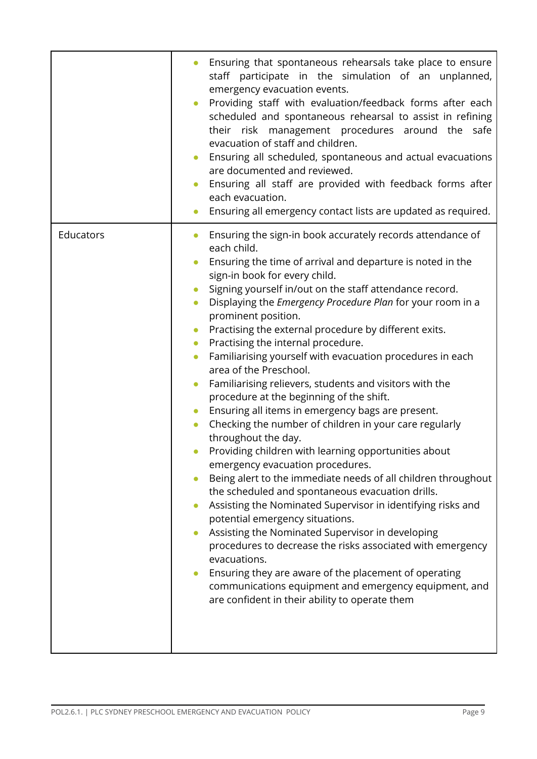| | |
|---|---|
| | • Ensuring that spontaneous rehearsals take place to ensure staff participate in the simulation of an unplanned, emergency evacuation events.<br>• Providing staff with evaluation/feedback forms after each scheduled and spontaneous rehearsal to assist in refining their risk management procedures around the safe evacuation of staff and children.<br>• Ensuring all scheduled, spontaneous and actual evacuations are documented and reviewed.<br>• Ensuring all staff are provided with feedback forms after each evacuation.<br>• Ensuring all emergency contact lists are updated as required. |
| Educators | • Ensuring the sign-in book accurately records attendance of each child.<br>• Ensuring the time of arrival and departure is noted in the sign-in book for every child.<br>• Signing yourself in/out on the staff attendance record.<br>• Displaying the *Emergency Procedure Plan* for your room in a prominent position.<br>• Practising the external procedure by different exits.<br>• Practising the internal procedure.<br>• Familiarising yourself with evacuation procedures in each area of the Preschool.<br>• Familiarising relievers, students and visitors with the procedure at the beginning of the shift.<br>• Ensuring all items in emergency bags are present.<br>• Checking the number of children in your care regularly throughout the day.<br>• Providing children with learning opportunities about emergency evacuation procedures.<br>• Being alert to the immediate needs of all children throughout the scheduled and spontaneous evacuation drills.<br>• Assisting the Nominated Supervisor in identifying risks and potential emergency situations.<br>• Assisting the Nominated Supervisor in developing procedures to decrease the risks associated with emergency evacuations.<br>• Ensuring they are aware of the placement of operating communications equipment and emergency equipment, and are confident in their ability to operate them |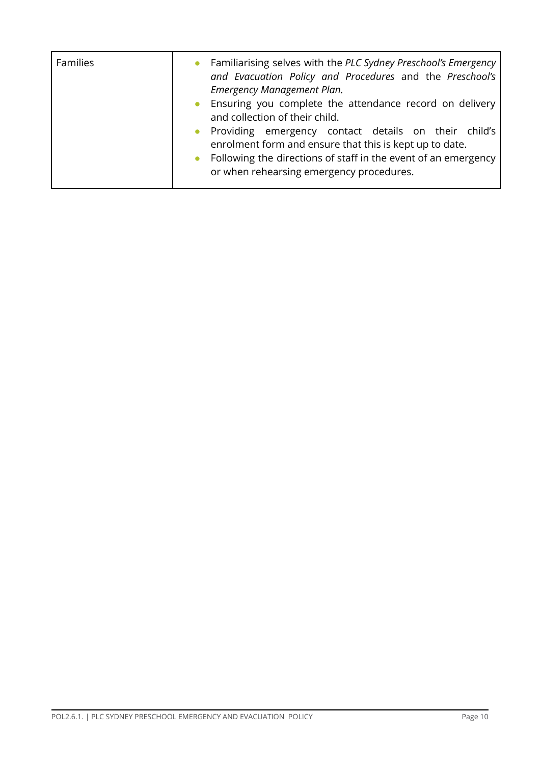| | |
|---|---|
| Families | • Familiarising selves with the *PLC Sydney Preschool's Emergency and Evacuation Policy and Procedures* and the *Preschool's Emergency Management Plan.*<br>• Ensuring you complete the attendance record on delivery and collection of their child.<br>• Providing emergency contact details on their child's enrolment form and ensure that this is kept up to date.<br>• Following the directions of staff in the event of an emergency or when rehearsing emergency procedures. |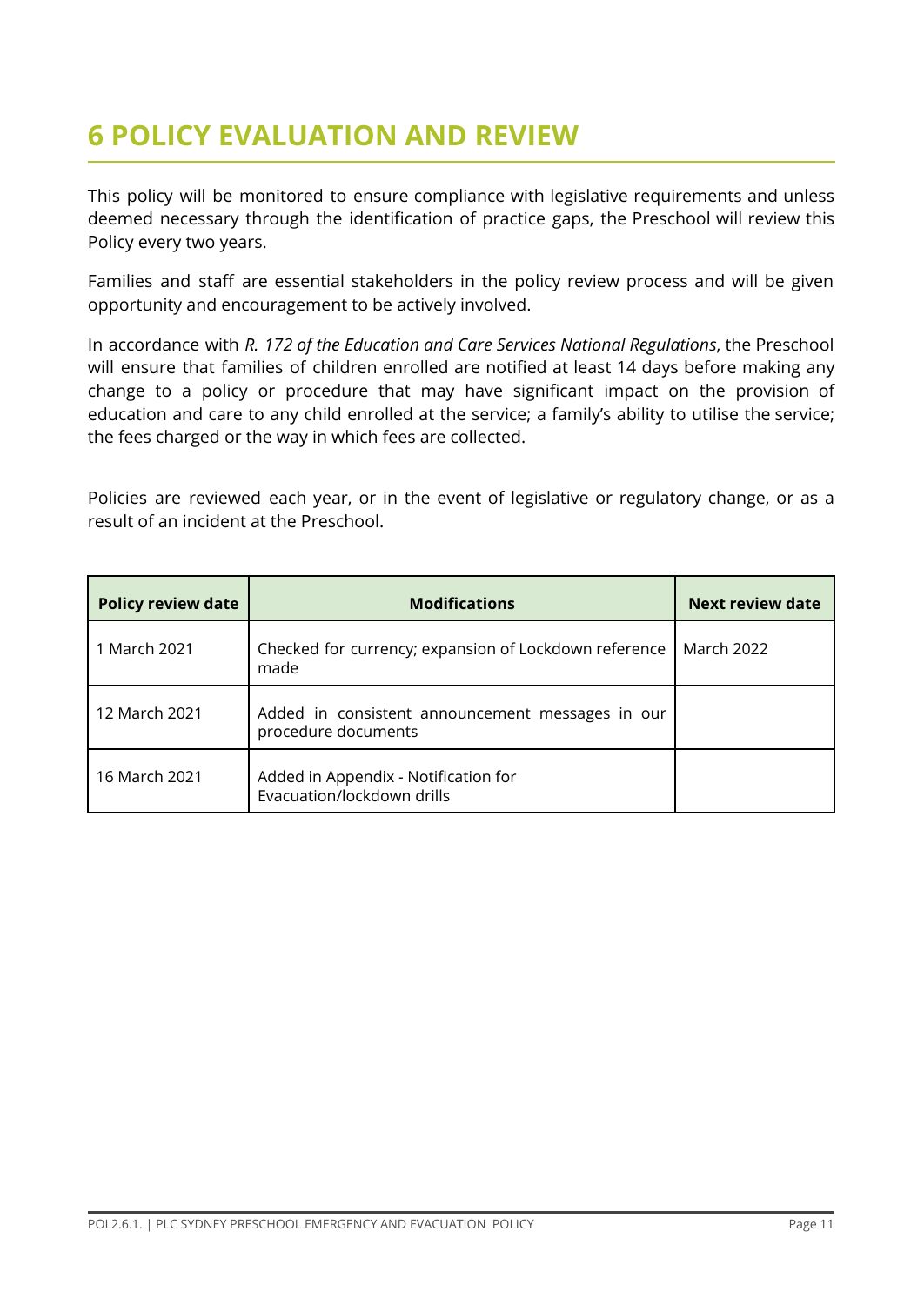# 6 POLICY EVALUATION AND REVIEW

This policy will be monitored to ensure compliance with legislative requirements and unless deemed necessary through the identification of practice gaps, the Preschool will review this Policy every two years.

Families and staff are essential stakeholders in the policy review process and will be given opportunity and encouragement to be actively involved.

In accordance with *R. 172 of the Education and Care Services National Regulations*, the Preschool will ensure that families of children enrolled are notified at least 14 days before making any change to a policy or procedure that may have significant impact on the provision of education and care to any child enrolled at the service; a family's ability to utilise the service; the fees charged or the way in which fees are collected.

Policies are reviewed each year, or in the event of legislative or regulatory change, or as a result of an incident at the Preschool.

| Policy review date | Modifications | Next review date |
|---|---|---|
| 1 March 2021 | Checked for currency; expansion of Lockdown reference made | March 2022 |
| 12 March 2021 | Added in consistent announcement messages in our procedure documents | |
| 16 March 2021 | Added in Appendix - Notification for Evacuation/lockdown drills | |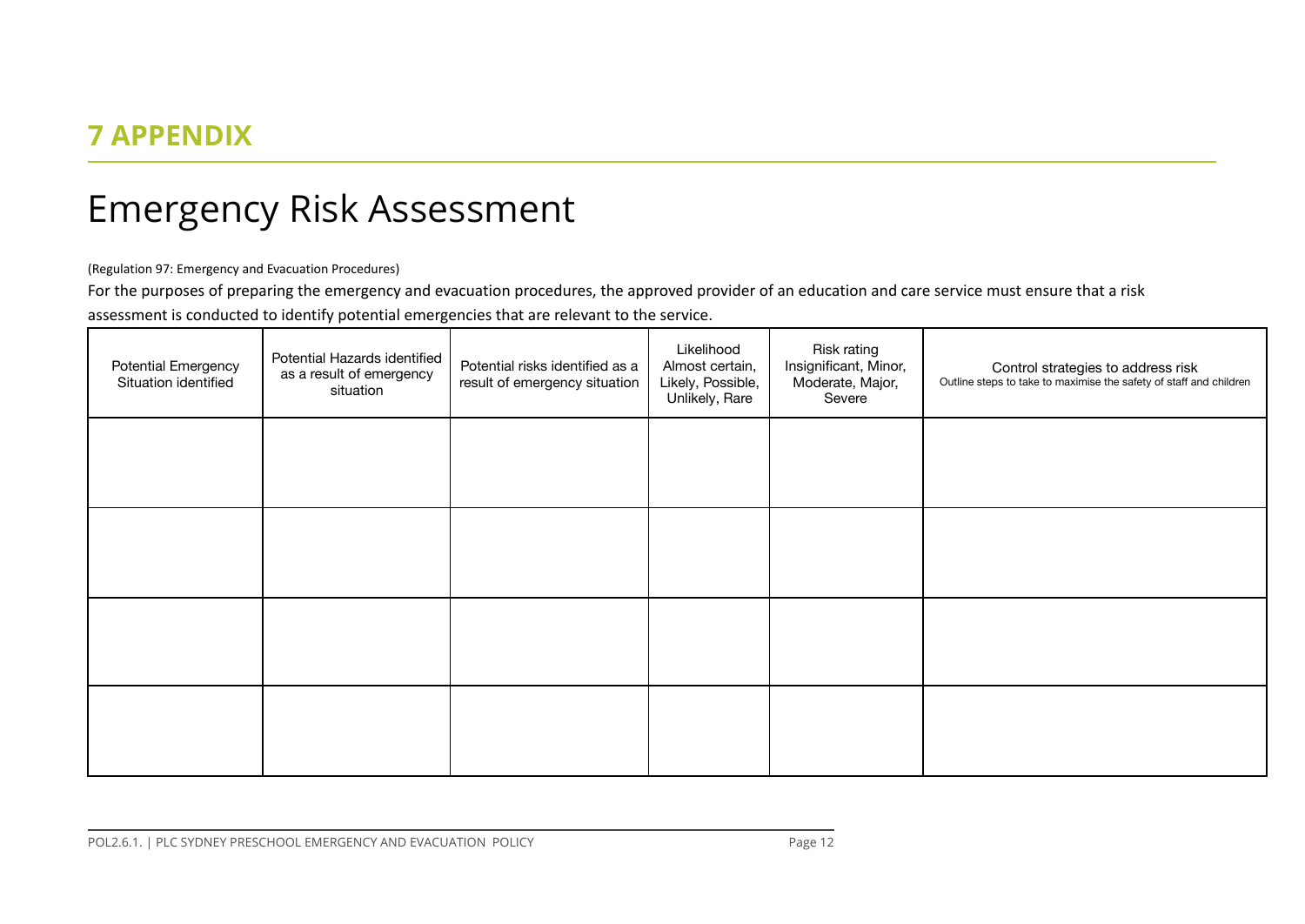# 7 APPENDIX

## Emergency Risk Assessment

(Regulation 97: Emergency and Evacuation Procedures)

For the purposes of preparing the emergency and evacuation procedures, the approved provider of an education and care service must ensure that a risk assessment is conducted to identify potential emergencies that are relevant to the service.

| Potential Emergency Situation identified | Potential Hazards identified as a result of emergency situation | Potential risks identified as a result of emergency situation | Likelihood Almost certain, Likely, Possible, Unlikely, Rare | Risk rating Insignificant, Minor, Moderate, Major, Severe | Control strategies to address risk Outline steps to take to maximise the safety of staff and children |
|---|---|---|---|---|---|
| | | | | | |
| | | | | | |
| | | | | | |
| | | | | | |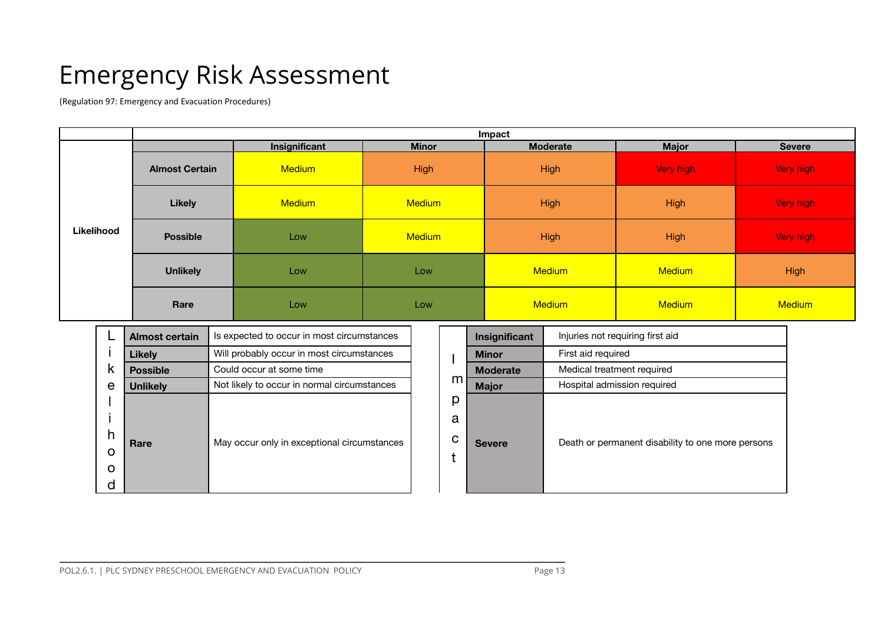# Emergency Risk Assessment

(Regulation 97: Emergency and Evacuation Procedures)

| | | Impact | | | | |
|---|---|---|---|---|---|---|
| | | Insignificant | Minor | Moderate | Major | Severe |
| Likelihood | Almost Certain | Medium | High | High | Very high | Very high |
| | Likely | Medium | Medium | High | High | Very high |
| | Possible | Low | Medium | High | High | Very high |
| | Unlikely | Low | Low | Medium | Medium | High |
| | Rare | Low | Low | Medium | Medium | Medium |

| Likelihood | | |
|---|---|---|
| | **Almost certain** | Is expected to occur in most circumstances |
| | **Likely** | Will probably occur in most circumstances |
| | **Possible** | Could occur at some time |
| | **Unlikely** | Not likely to occur in normal circumstances |
| | **Rare** | May occur only in exceptional circumstances |

| Impact | | |
|---|---|---|
| | **Insignificant** | Injuries not requiring first aid |
| | **Minor** | First aid required |
| | **Moderate** | Medical treatment required |
| | **Major** | Hospital admission required |
| | **Severe** | Death or permanent disability to one more persons |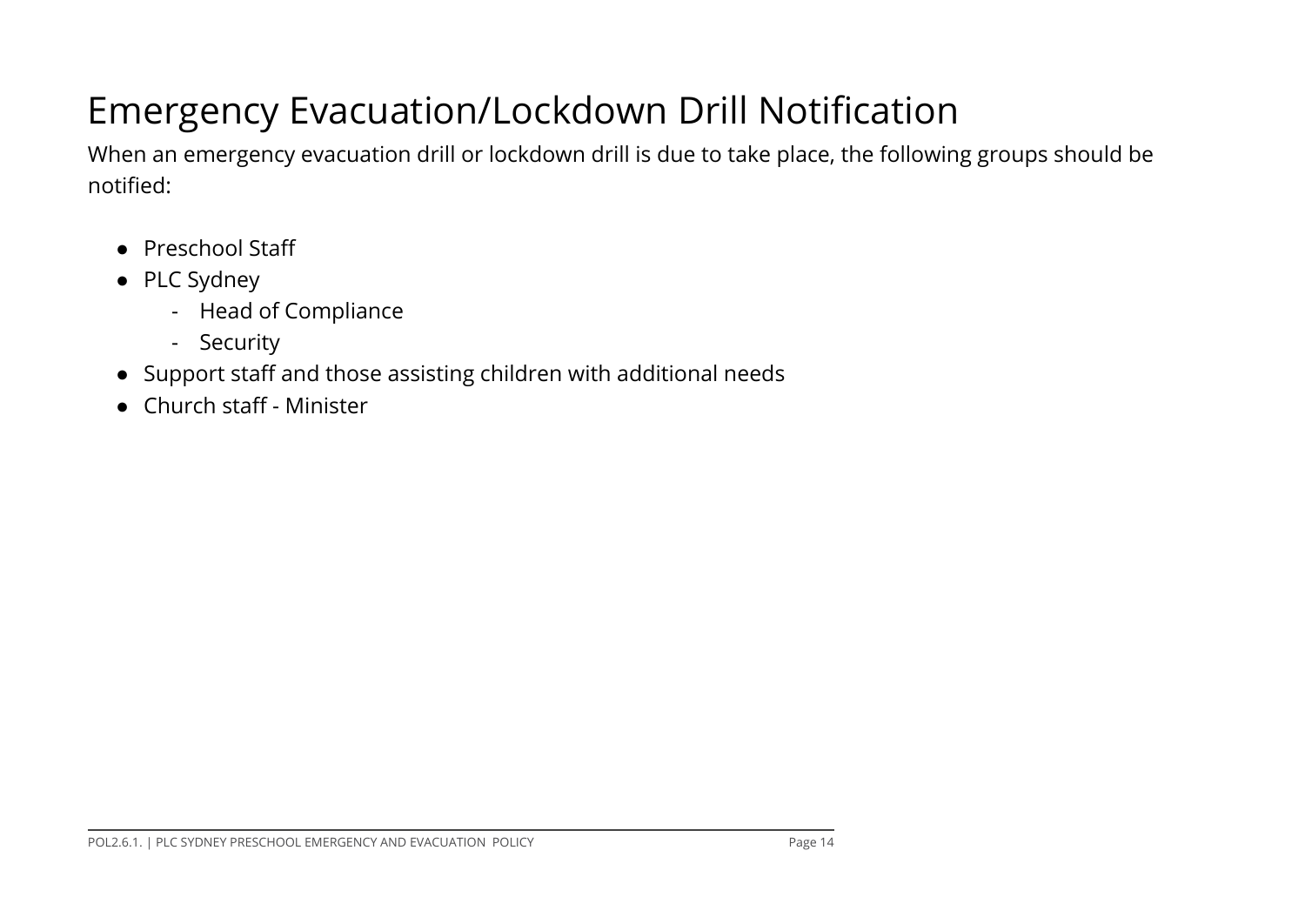# Emergency Evacuation/Lockdown Drill Notification

When an emergency evacuation drill or lockdown drill is due to take place, the following groups should be notified:

- Preschool Staff
- PLC Sydney
    - Head of Compliance
    - Security
- Support staff and those assisting children with additional needs
- Church staff - Minister